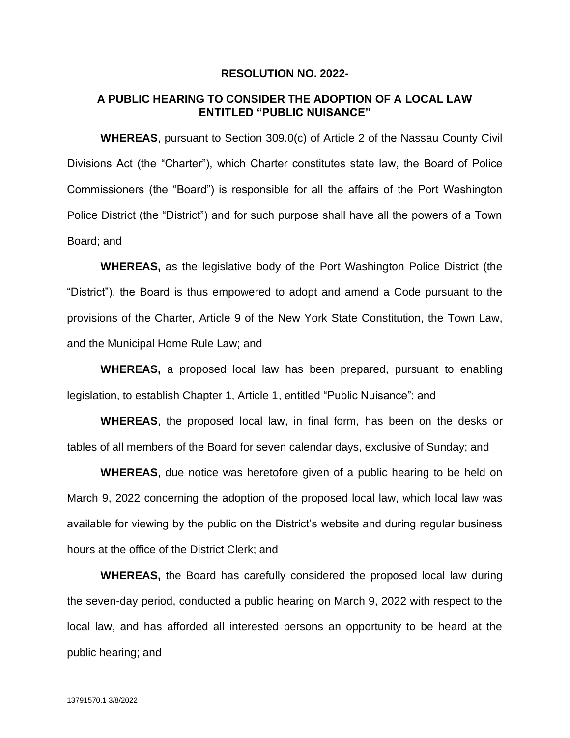**RESOLUTION NO. 2022-**

**A PUBLIC HEARING TO CONSIDER THE ADOPTION OF A LOCAL LAW ENTITLED "PUBLIC NUISANCE"**

**WHEREAS**, pursuant to Section 309.0(c) of Article 2 of the Nassau County Civil Divisions Act (the "Charter"), which Charter constitutes state law, the Board of Police Commissioners (the "Board") is responsible for all the affairs of the Port Washington Police District (the "District") and for such purpose shall have all the powers of a Town Board; and

**WHEREAS,** as the legislative body of the Port Washington Police District (the "District"), the Board is thus empowered to adopt and amend a Code pursuant to the provisions of the Charter, Article 9 of the New York State Constitution, the Town Law, and the Municipal Home Rule Law; and

**WHEREAS,** a proposed local law has been prepared, pursuant to enabling legislation, to establish Chapter 1, Article 1, entitled "Public Nuisance"; and

**WHEREAS**, the proposed local law, in final form, has been on the desks or tables of all members of the Board for seven calendar days, exclusive of Sunday; and

**WHEREAS**, due notice was heretofore given of a public hearing to be held on March 9, 2022 concerning the adoption of the proposed local law, which local law was available for viewing by the public on the District's website and during regular business hours at the office of the District Clerk; and

**WHEREAS,** the Board has carefully considered the proposed local law during the seven-day period, conducted a public hearing on March 9, 2022 with respect to the local law, and has afforded all interested persons an opportunity to be heard at the public hearing; and

13791570.1 3/8/2022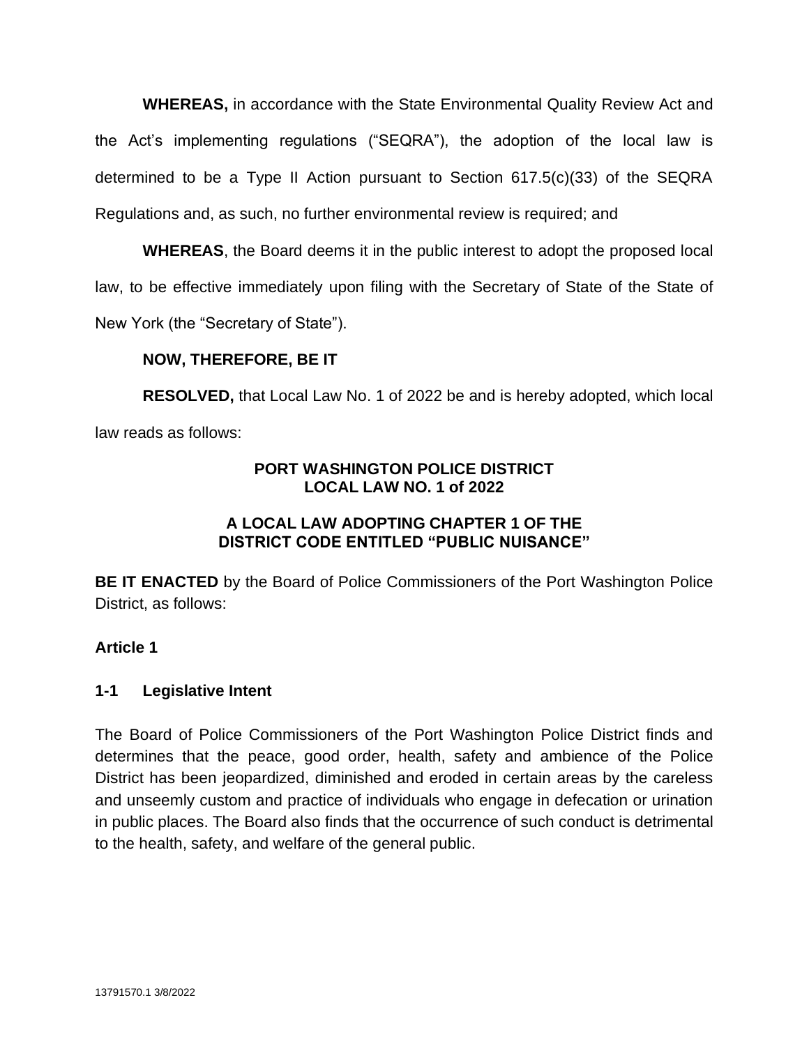**WHEREAS,** in accordance with the State Environmental Quality Review Act and the Act's implementing regulations ("SEQRA"), the adoption of the local law is determined to be a Type II Action pursuant to Section 617.5(c)(33) of the SEQRA Regulations and, as such, no further environmental review is required; and

**WHEREAS**, the Board deems it in the public interest to adopt the proposed local law, to be effective immediately upon filing with the Secretary of State of the State of New York (the "Secretary of State").

**NOW, THEREFORE, BE IT**

**RESOLVED,** that Local Law No. 1 of 2022 be and is hereby adopted, which local law reads as follows:

**PORT WASHINGTON POLICE DISTRICT**
**LOCAL LAW NO. 1 of 2022**

**A LOCAL LAW ADOPTING CHAPTER 1 OF THE DISTRICT CODE ENTITLED "PUBLIC NUISANCE"**

**BE IT ENACTED** by the Board of Police Commissioners of the Port Washington Police District, as follows:

## Article 1

### 1-1 Legislative Intent

The Board of Police Commissioners of the Port Washington Police District finds and determines that the peace, good order, health, safety and ambience of the Police District has been jeopardized, diminished and eroded in certain areas by the careless and unseemly custom and practice of individuals who engage in defecation or urination in public places. The Board also finds that the occurrence of such conduct is detrimental to the health, safety, and welfare of the general public.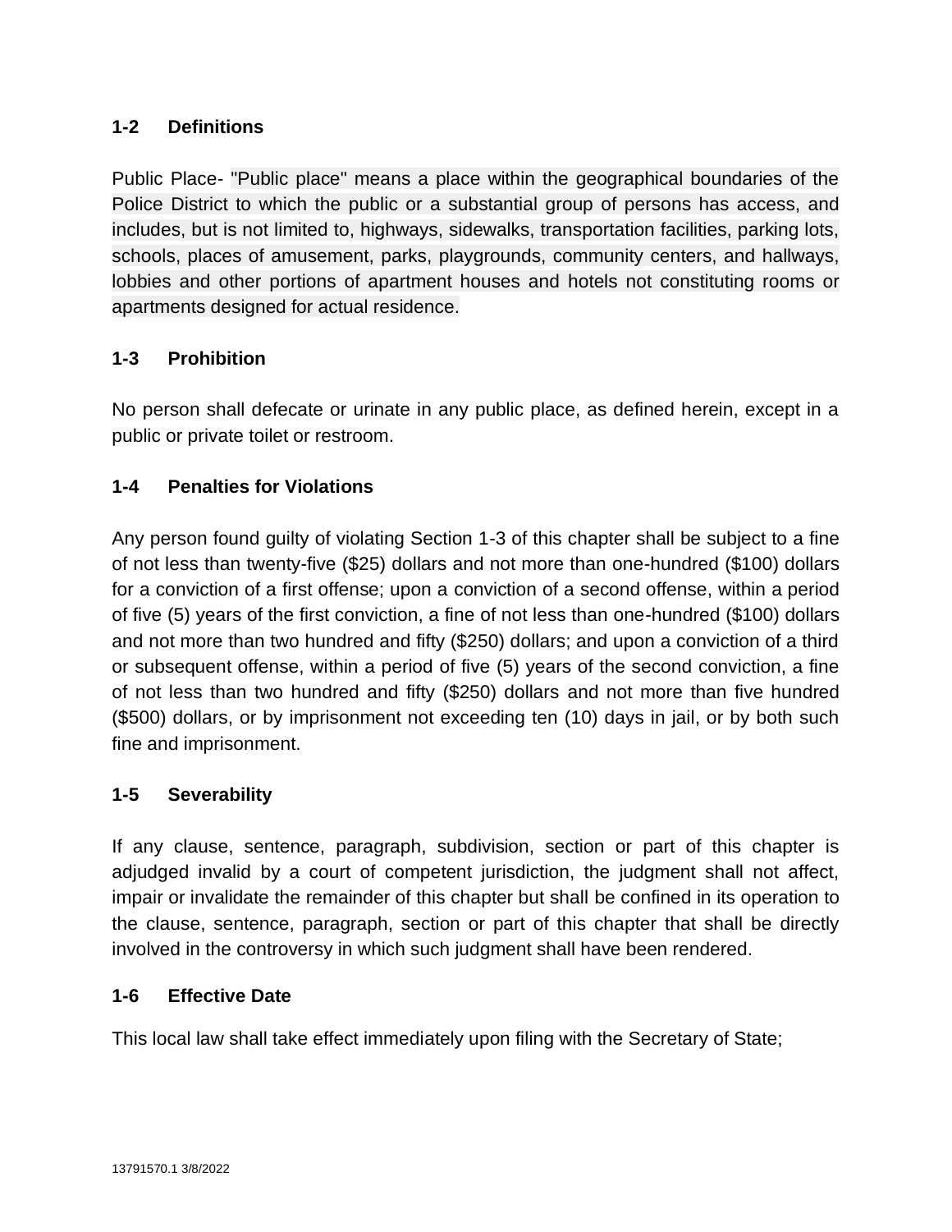## 1-2 Definitions

Public Place- "Public place" means a place within the geographical boundaries of the Police District to which the public or a substantial group of persons has access, and includes, but is not limited to, highways, sidewalks, transportation facilities, parking lots, schools, places of amusement, parks, playgrounds, community centers, and hallways, lobbies and other portions of apartment houses and hotels not constituting rooms or apartments designed for actual residence.

## 1-3 Prohibition

No person shall defecate or urinate in any public place, as defined herein, except in a public or private toilet or restroom.

## 1-4 Penalties for Violations

Any person found guilty of violating Section 1-3 of this chapter shall be subject to a fine of not less than twenty-five ($25) dollars and not more than one-hundred ($100) dollars for a conviction of a first offense; upon a conviction of a second offense, within a period of five (5) years of the first conviction, a fine of not less than one-hundred ($100) dollars and not more than two hundred and fifty ($250) dollars; and upon a conviction of a third or subsequent offense, within a period of five (5) years of the second conviction, a fine of not less than two hundred and fifty ($250) dollars and not more than five hundred ($500) dollars, or by imprisonment not exceeding ten (10) days in jail, or by both such fine and imprisonment.

## 1-5 Severability

If any clause, sentence, paragraph, subdivision, section or part of this chapter is adjudged invalid by a court of competent jurisdiction, the judgment shall not affect, impair or invalidate the remainder of this chapter but shall be confined in its operation to the clause, sentence, paragraph, section or part of this chapter that shall be directly involved in the controversy in which such judgment shall have been rendered.

## 1-6 Effective Date

This local law shall take effect immediately upon filing with the Secretary of State;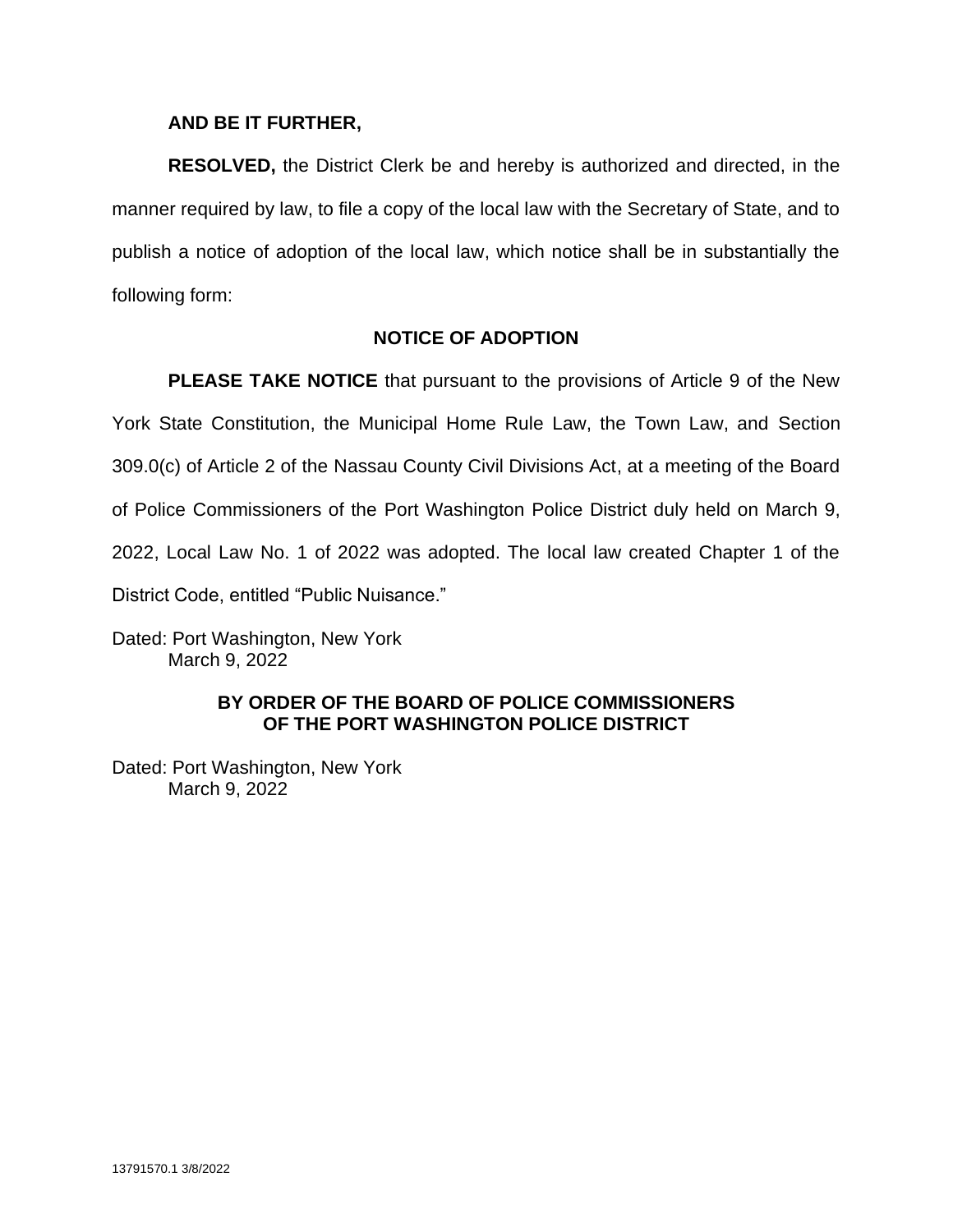**AND BE IT FURTHER,**

**RESOLVED,** the District Clerk be and hereby is authorized and directed, in the manner required by law, to file a copy of the local law with the Secretary of State, and to publish a notice of adoption of the local law, which notice shall be in substantially the following form:

**NOTICE OF ADOPTION**

**PLEASE TAKE NOTICE** that pursuant to the provisions of Article 9 of the New York State Constitution, the Municipal Home Rule Law, the Town Law, and Section 309.0(c) of Article 2 of the Nassau County Civil Divisions Act, at a meeting of the Board of Police Commissioners of the Port Washington Police District duly held on March 9, 2022, Local Law No. 1 of 2022 was adopted. The local law created Chapter 1 of the District Code, entitled "Public Nuisance."

Dated: Port Washington, New York
March 9, 2022

**BY ORDER OF THE BOARD OF POLICE COMMISSIONERS OF THE PORT WASHINGTON POLICE DISTRICT**

Dated: Port Washington, New York
March 9, 2022

13791570.1 3/8/2022